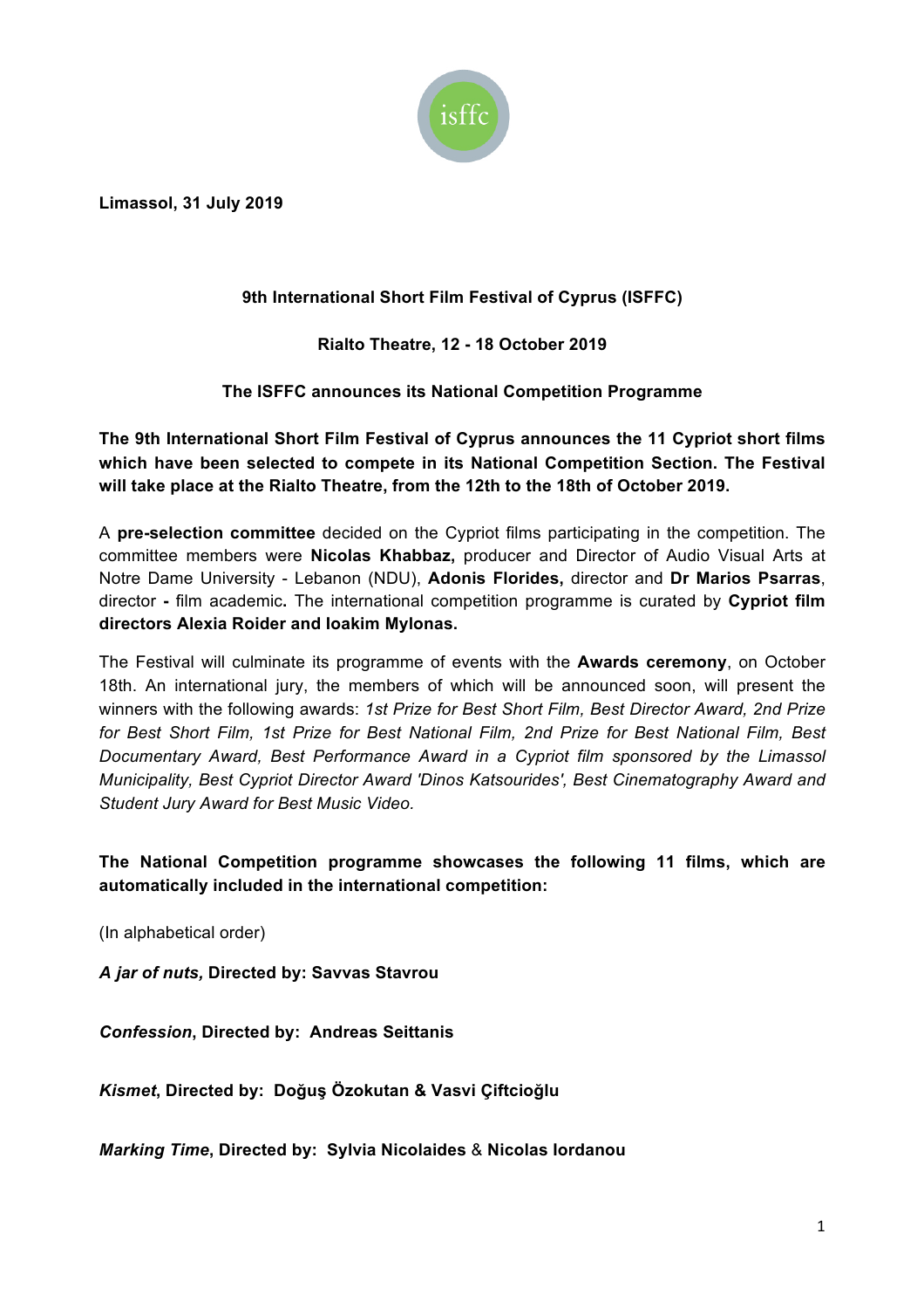isffc

**Limassol, 31 July 2019**

**9th International Short Film Festival of Cyprus (ISFFC)**

**Rialto Theatre, 12 - 18 October 2019**

**The ISFFC announces its National Competition Programme**

**The 9th International Short Film Festival of Cyprus announces the 11 Cypriot short films which have been selected to compete in its National Competition Section. The Festival will take place at the Rialto Theatre, from the 12th to the 18th of October 2019.**

A **pre-selection committee** decided on the Cypriot films participating in the competition. The committee members were **Nicolas Khabbaz,** producer and Director of Audio Visual Arts at Notre Dame University - Lebanon (NDU), **Adonis Florides,** director and **Dr Marios Psarras**, director **-** film academic**.** The international competition programme is curated by **Cypriot film directors Alexia Roider and Ioakim Mylonas.**

The Festival will culminate its programme of events with the **Awards ceremony**, on October 18th. An international jury, the members of which will be announced soon, will present the winners with the following awards: *1st Prize for Best Short Film, Best Director Award, 2nd Prize for Best Short Film, 1st Prize for Best National Film, 2nd Prize for Best National Film, Best Documentary Award, Best Performance Award in a Cypriot film sponsored by the Limassol Municipality, Best Cypriot Director Award 'Dinos Katsourides', Best Cinematography Award and Student Jury Award for Best Music Video.*

**The National Competition programme showcases the following 11 films, which are automatically included in the international competition:**

(In alphabetical order)

***A jar of nuts,* Directed by: Savvas Stavrou**

***Confession*, Directed by: Andreas Seittanis**

***Kismet*, Directed by: Doğuş Özokutan & Vasvi Çiftcioğlu**

***Marking Time*, Directed by: Sylvia Nicolaides** & **Nicolas Iordanou**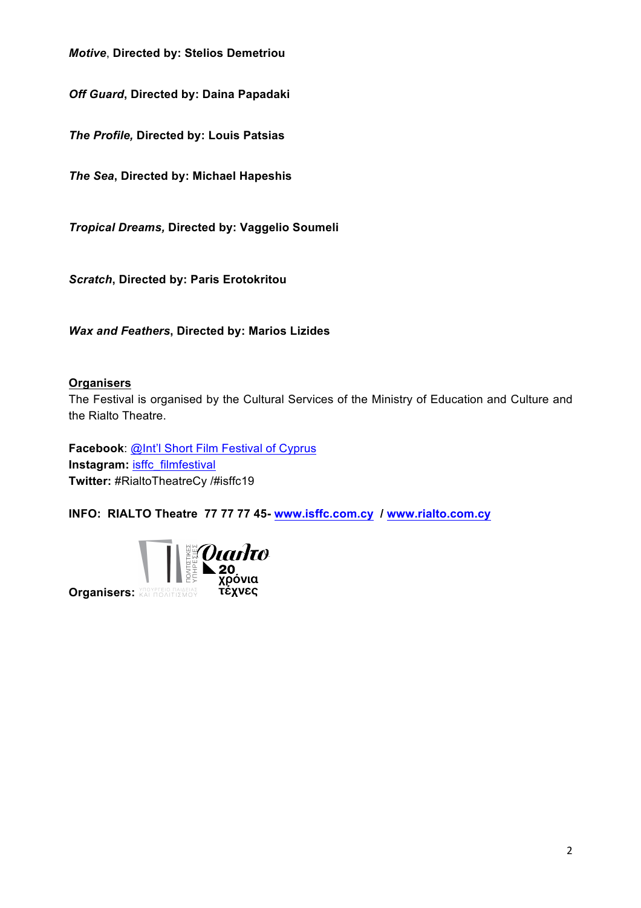***Motive*, Directed by: Stelios Demetriou**

***Off Guard*, Directed by: Daina Papadaki**

***The Profile,* Directed by: Louis Patsias**

***The Sea*, Directed by: Michael Hapeshis**

***Tropical Dreams,* Directed by: Vaggelio Soumeli**

***Scratch*, Directed by: Paris Erotokritou**

***Wax and Feathers*, Directed by: Marios Lizides**

**Organisers**

The Festival is organised by the Cultural Services of the Ministry of Education and Culture and the Rialto Theatre.

**Facebook**: @Int'l Short Film Festival of Cyprus
**Instagram:** isffc_filmfestival
**Twitter:** #RialtoTheatreCy /#isffc19

**INFO: RIALTO Theatre 77 77 77 45- www.isffc.com.cy / www.rialto.com.cy**

**Organisers:** ΠΟΛΙΤΙΣΤΙΚΕΣ ΥΠΗΡΕΣΙΕΣ ΥΠΟΥΡΓΕΙΟ ΠΑΙΔΕΙΑΣ ΚΑΙ ΠΟΛΙΤΙΣΜΟΥ Ριάλτο 20 χρόνια τέχνες